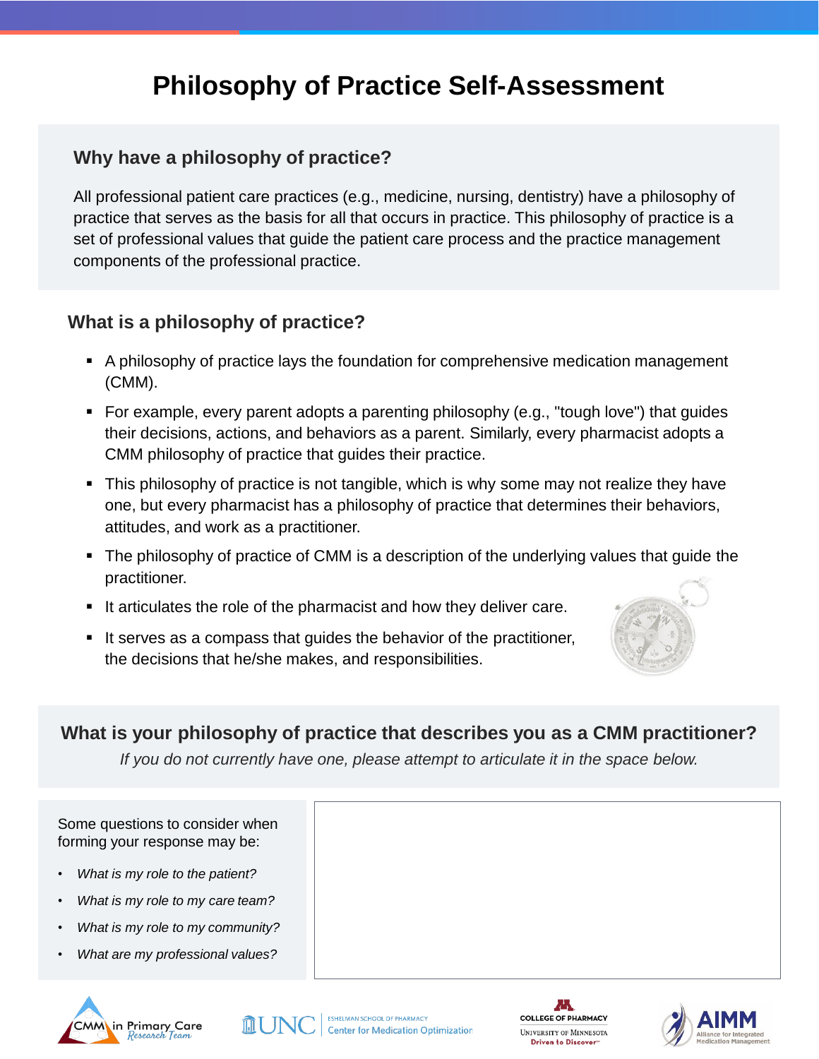# Philosophy of Practice Self-Assessment

## Why have a philosophy of practice?

All professional patient care practices (e.g., medicine, nursing, dentistry) have a philosophy of practice that serves as the basis for all that occurs in practice. This philosophy of practice is a set of professional values that guide the patient care process and the practice management components of the professional practice.

## What is a philosophy of practice?

- A philosophy of practice lays the foundation for comprehensive medication management (CMM).
- For example, every parent adopts a parenting philosophy (e.g., "tough love") that guides their decisions, actions, and behaviors as a parent. Similarly, every pharmacist adopts a CMM philosophy of practice that guides their practice.
- This philosophy of practice is not tangible, which is why some may not realize they have one, but every pharmacist has a philosophy of practice that determines their behaviors, attitudes, and work as a practitioner.
- The philosophy of practice of CMM is a description of the underlying values that guide the practitioner.
- It articulates the role of the pharmacist and how they deliver care.
- It serves as a compass that guides the behavior of the practitioner, the decisions that he/she makes, and responsibilities.

## What is your philosophy of practice that describes you as a CMM practitioner?

*If you do not currently have one, please attempt to articulate it in the space below.*

Some questions to consider when forming your response may be:

- *What is my role to the patient?*
- *What is my role to my care team?*
- *What is my role to my community?*
- *What are my professional values?*

CMM in Primary Care Research Team | UNC Eshelman School of Pharmacy Center for Medication Optimization | College of Pharmacy University of Minnesota Driven to Discover | AIMM Alliance for Integrated Medication Management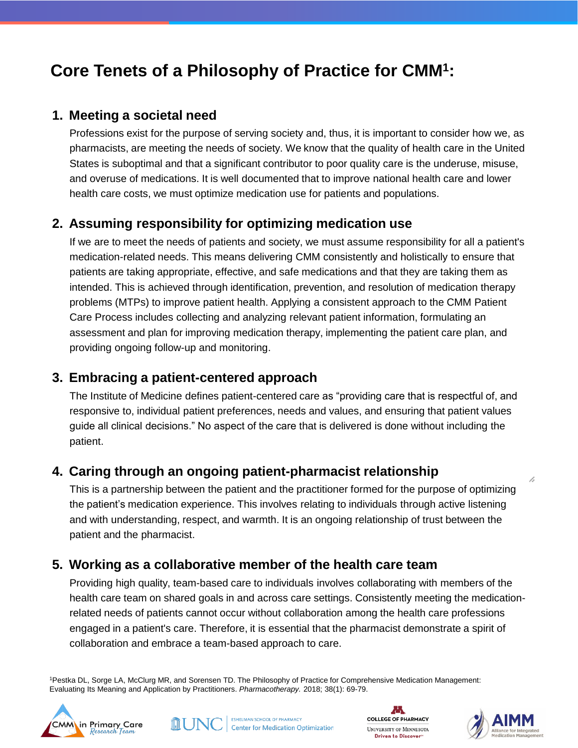# Core Tenets of a Philosophy of Practice for CMM[1]:

## 1. Meeting a societal need

Professions exist for the purpose of serving society and, thus, it is important to consider how we, as pharmacists, are meeting the needs of society. We know that the quality of health care in the United States is suboptimal and that a significant contributor to poor quality care is the underuse, misuse, and overuse of medications. It is well documented that to improve national health care and lower health care costs, we must optimize medication use for patients and populations.

## 2. Assuming responsibility for optimizing medication use

If we are to meet the needs of patients and society, we must assume responsibility for all a patient's medication-related needs. This means delivering CMM consistently and holistically to ensure that patients are taking appropriate, effective, and safe medications and that they are taking them as intended. This is achieved through identification, prevention, and resolution of medication therapy problems (MTPs) to improve patient health. Applying a consistent approach to the CMM Patient Care Process includes collecting and analyzing relevant patient information, formulating an assessment and plan for improving medication therapy, implementing the patient care plan, and providing ongoing follow-up and monitoring.

## 3. Embracing a patient-centered approach

The Institute of Medicine defines patient-centered care as "providing care that is respectful of, and responsive to, individual patient preferences, needs and values, and ensuring that patient values guide all clinical decisions." No aspect of the care that is delivered is done without including the patient.

## 4. Caring through an ongoing patient-pharmacist relationship

This is a partnership between the patient and the practitioner formed for the purpose of optimizing the patient's medication experience. This involves relating to individuals through active listening and with understanding, respect, and warmth. It is an ongoing relationship of trust between the patient and the pharmacist.

## 5. Working as a collaborative member of the health care team

Providing high quality, team-based care to individuals involves collaborating with members of the health care team on shared goals in and across care settings. Consistently meeting the medication-related needs of patients cannot occur without collaboration among the health care professions engaged in a patient's care. Therefore, it is essential that the pharmacist demonstrate a spirit of collaboration and embrace a team-based approach to care.

[1] Pestka DL, Sorge LA, McClurg MR, and Sorensen TD. The Philosophy of Practice for Comprehensive Medication Management: Evaluating Its Meaning and Application by Practitioners. *Pharmacotherapy.* 2018; 38(1): 69-79.

CMM in Primary Care Research Team | UNC Eshelman School of Pharmacy Center for Medication Optimization | College of Pharmacy University of Minnesota Driven to Discover | AIMM Alliance for Integrated Medication Management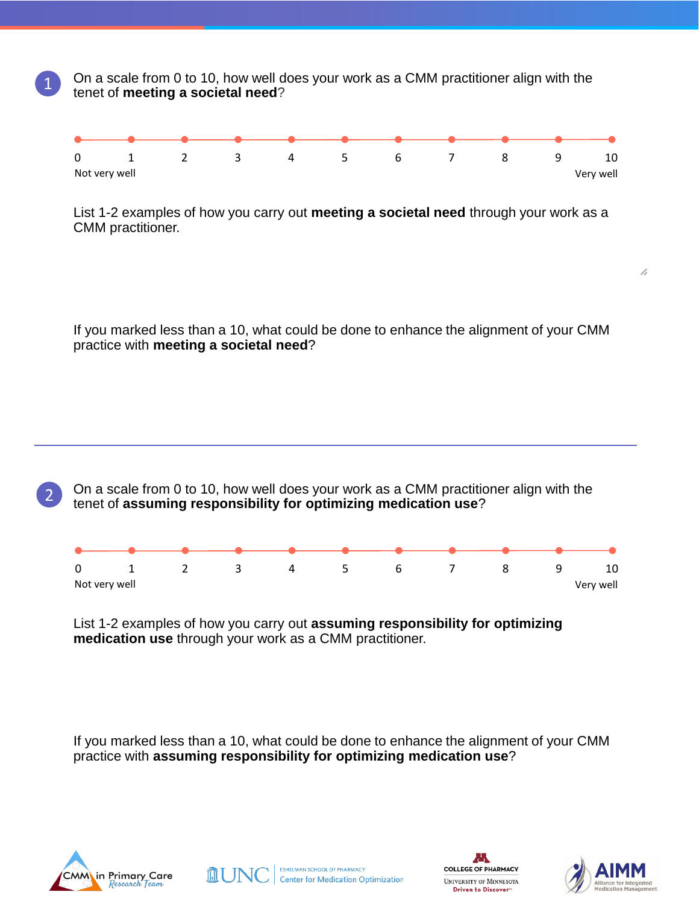1. On a scale from 0 to 10, how well does your work as a CMM practitioner align with the tenet of **meeting a societal need**?

| 0 | 1 | 2 | 3 | 4 | 5 | 6 | 7 | 8 | 9 | 10 |
|---|---|---|---|---|---|---|---|---|---|---|
| Not very well | | | | | | | | | | Very well |

List 1-2 examples of how you carry out **meeting a societal need** through your work as a CMM practitioner.

If you marked less than a 10, what could be done to enhance the alignment of your CMM practice with **meeting a societal need**?

---

2. On a scale from 0 to 10, how well does your work as a CMM practitioner align with the tenet of **assuming responsibility for optimizing medication use**?

| 0 | 1 | 2 | 3 | 4 | 5 | 6 | 7 | 8 | 9 | 10 |
|---|---|---|---|---|---|---|---|---|---|---|
| Not very well | | | | | | | | | | Very well |

List 1-2 examples of how you carry out **assuming responsibility for optimizing medication use** through your work as a CMM practitioner.

If you marked less than a 10, what could be done to enhance the alignment of your CMM practice with **assuming responsibility for optimizing medication use**?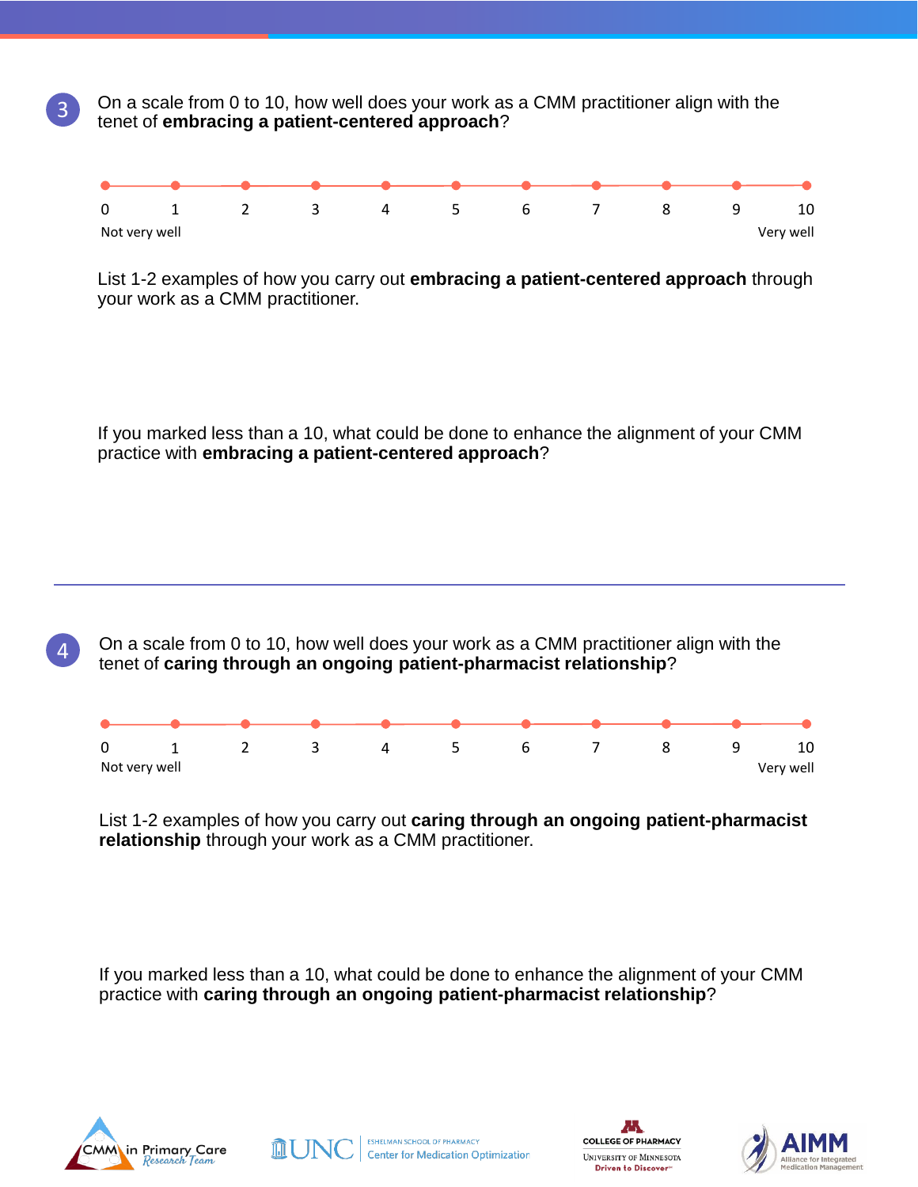**3** On a scale from 0 to 10, how well does your work as a CMM practitioner align with the tenet of **embracing a patient-centered approach**?

| 0 | 1 | 2 | 3 | 4 | 5 | 6 | 7 | 8 | 9 | 10 |
|---|---|---|---|---|---|---|---|---|---|---|
| Not very well | | | | | | | | | | Very well |

List 1-2 examples of how you carry out **embracing a patient-centered approach** through your work as a CMM practitioner.

If you marked less than a 10, what could be done to enhance the alignment of your CMM practice with **embracing a patient-centered approach**?

---

**4** On a scale from 0 to 10, how well does your work as a CMM practitioner align with the tenet of **caring through an ongoing patient-pharmacist relationship**?

| 0 | 1 | 2 | 3 | 4 | 5 | 6 | 7 | 8 | 9 | 10 |
|---|---|---|---|---|---|---|---|---|---|---|
| Not very well | | | | | | | | | | Very well |

List 1-2 examples of how you carry out **caring through an ongoing patient-pharmacist relationship** through your work as a CMM practitioner.

If you marked less than a 10, what could be done to enhance the alignment of your CMM practice with **caring through an ongoing patient-pharmacist relationship**?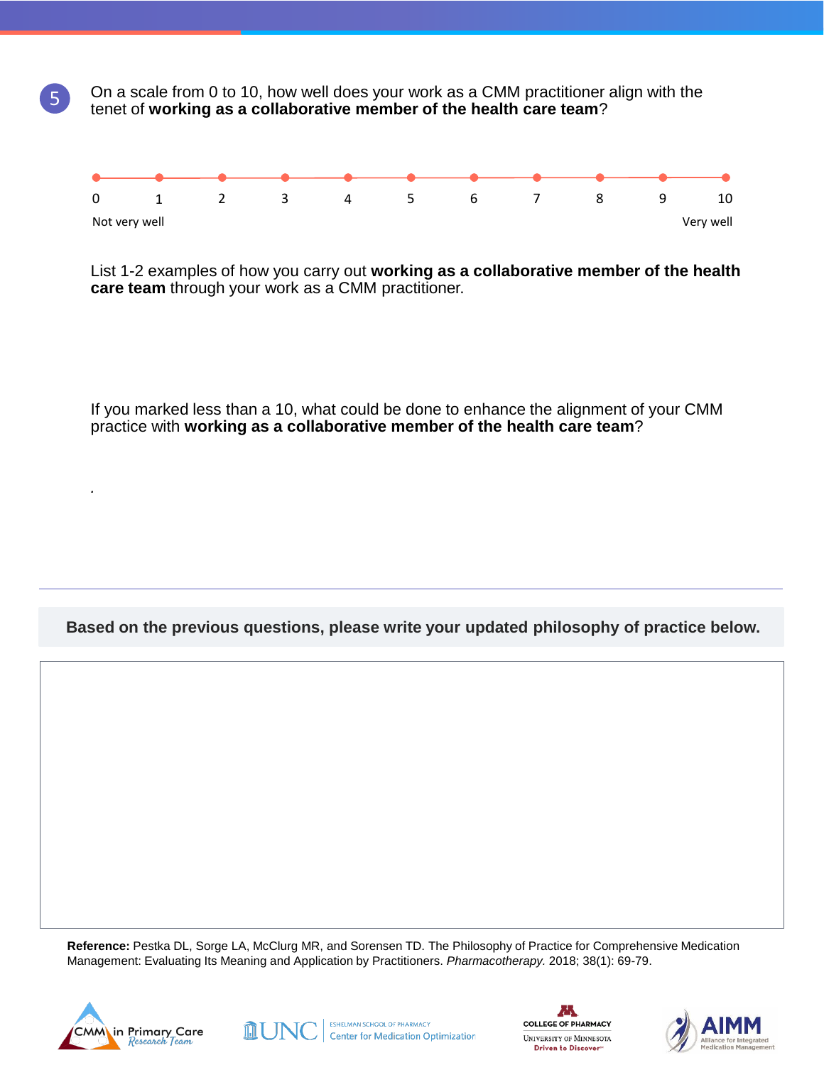5 On a scale from 0 to 10, how well does your work as a CMM practitioner align with the tenet of **working as a collaborative member of the health care team**?

0 1 2 3 4 5 6 7 8 9 10

Not very well — Very well

List 1-2 examples of how you carry out **working as a collaborative member of the health care team** through your work as a CMM practitioner.

If you marked less than a 10, what could be done to enhance the alignment of your CMM practice with **working as a collaborative member of the health care team**?

.

---

**Based on the previous questions, please write your updated philosophy of practice below.**

**Reference:** Pestka DL, Sorge LA, McClurg MR, and Sorensen TD. The Philosophy of Practice for Comprehensive Medication Management: Evaluating Its Meaning and Application by Practitioners. *Pharmacotherapy.* 2018; 38(1): 69-79.

CMM in Primary Care Research Team | UNC Eshelman School of Pharmacy Center for Medication Optimization | College of Pharmacy University of Minnesota Driven to Discover | AIMM Alliance for Integrated Medication Management